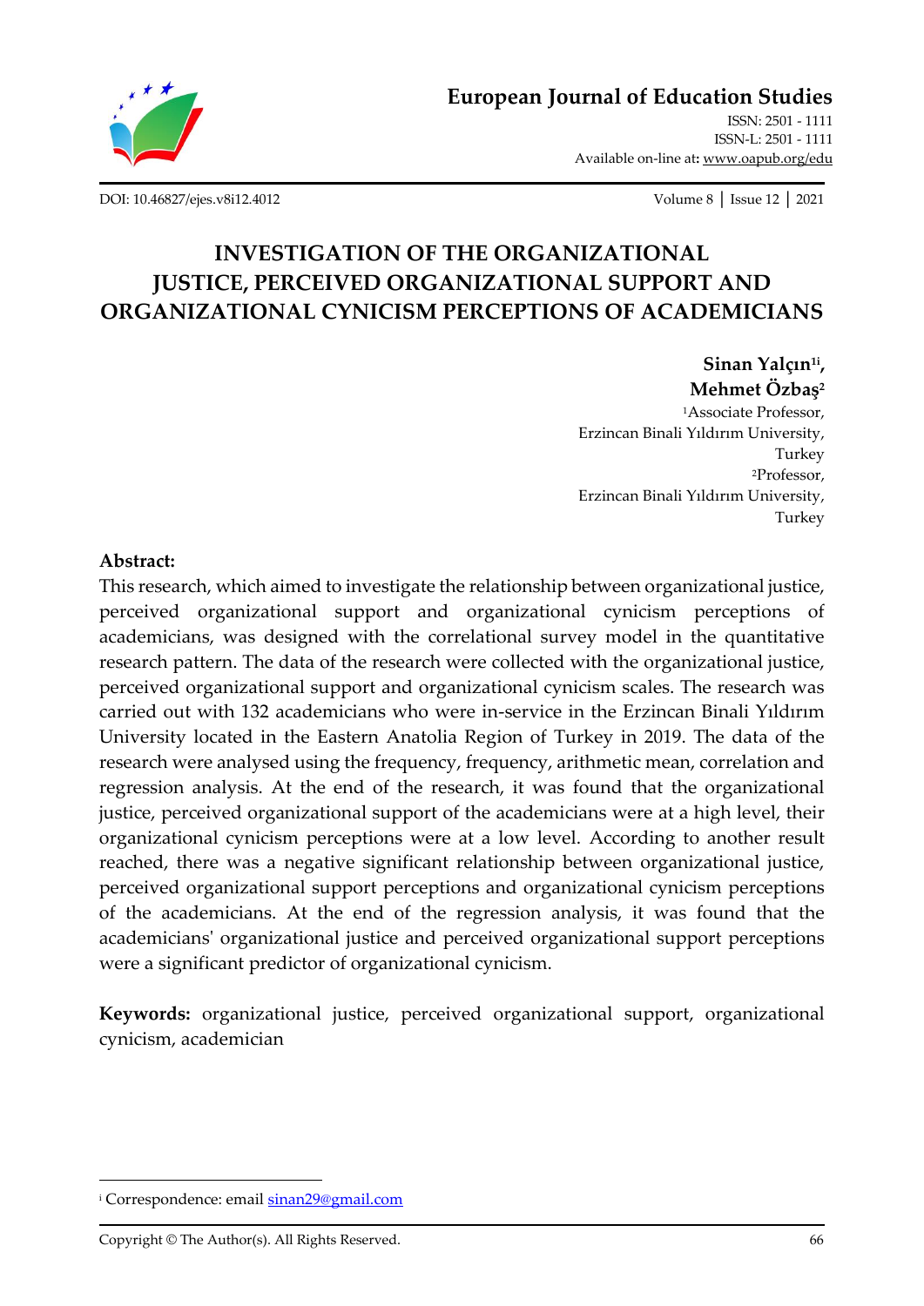European Journal of Education Studies

ISSN: 2501 - 1111
ISSN-L: 2501 - 1111
Available on-line at: www.oapub.org/edu

DOI: 10.46827/ejes.v8i12.4012 | Volume 8 | Issue 12 | 2021

# INVESTIGATION OF THE ORGANIZATIONAL JUSTICE, PERCEIVED ORGANIZATIONAL SUPPORT AND ORGANIZATIONAL CYNICISM PERCEPTIONS OF ACADEMICIANS

**Sinan Yalçın[1i], Mehmet Özbaş[2]**

[1]Associate Professor,
Erzincan Binali Yıldırım University,
Turkey

[2]Professor,
Erzincan Binali Yıldırım University,
Turkey

**Abstract:**

This research, which aimed to investigate the relationship between organizational justice, perceived organizational support and organizational cynicism perceptions of academicians, was designed with the correlational survey model in the quantitative research pattern. The data of the research were collected with the organizational justice, perceived organizational support and organizational cynicism scales. The research was carried out with 132 academicians who were in-service in the Erzincan Binali Yıldırım University located in the Eastern Anatolia Region of Turkey in 2019. The data of the research were analysed using the frequency, frequency, arithmetic mean, correlation and regression analysis. At the end of the research, it was found that the organizational justice, perceived organizational support of the academicians were at a high level, their organizational cynicism perceptions were at a low level. According to another result reached, there was a negative significant relationship between organizational justice, perceived organizational support perceptions and organizational cynicism perceptions of the academicians. At the end of the regression analysis, it was found that the academicians' organizational justice and perceived organizational support perceptions were a significant predictor of organizational cynicism.

**Keywords:** organizational justice, perceived organizational support, organizational cynicism, academician

---

[i] Correspondence: email sinan29@gmail.com

Copyright © The Author(s). All Rights Reserved.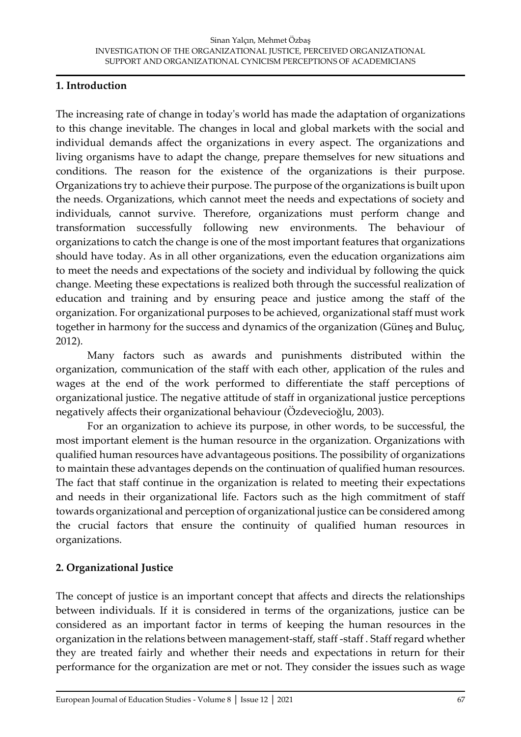## 1. Introduction

The increasing rate of change in today's world has made the adaptation of organizations to this change inevitable. The changes in local and global markets with the social and individual demands affect the organizations in every aspect. The organizations and living organisms have to adapt the change, prepare themselves for new situations and conditions. The reason for the existence of the organizations is their purpose. Organizations try to achieve their purpose. The purpose of the organizations is built upon the needs. Organizations, which cannot meet the needs and expectations of society and individuals, cannot survive. Therefore, organizations must perform change and transformation successfully following new environments. The behaviour of organizations to catch the change is one of the most important features that organizations should have today. As in all other organizations, even the education organizations aim to meet the needs and expectations of the society and individual by following the quick change. Meeting these expectations is realized both through the successful realization of education and training and by ensuring peace and justice among the staff of the organization. For organizational purposes to be achieved, organizational staff must work together in harmony for the success and dynamics of the organization (Güneş and Buluç, 2012).

Many factors such as awards and punishments distributed within the organization, communication of the staff with each other, application of the rules and wages at the end of the work performed to differentiate the staff perceptions of organizational justice. The negative attitude of staff in organizational justice perceptions negatively affects their organizational behaviour (Özdevecioğlu, 2003).

For an organization to achieve its purpose, in other words, to be successful, the most important element is the human resource in the organization. Organizations with qualified human resources have advantageous positions. The possibility of organizations to maintain these advantages depends on the continuation of qualified human resources. The fact that staff continue in the organization is related to meeting their expectations and needs in their organizational life. Factors such as the high commitment of staff towards organizational and perception of organizational justice can be considered among the crucial factors that ensure the continuity of qualified human resources in organizations.

## 2. Organizational Justice

The concept of justice is an important concept that affects and directs the relationships between individuals. If it is considered in terms of the organizations, justice can be considered as an important factor in terms of keeping the human resources in the organization in the relations between management-staff, staff -staff . Staff regard whether they are treated fairly and whether their needs and expectations in return for their performance for the organization are met or not. They consider the issues such as wage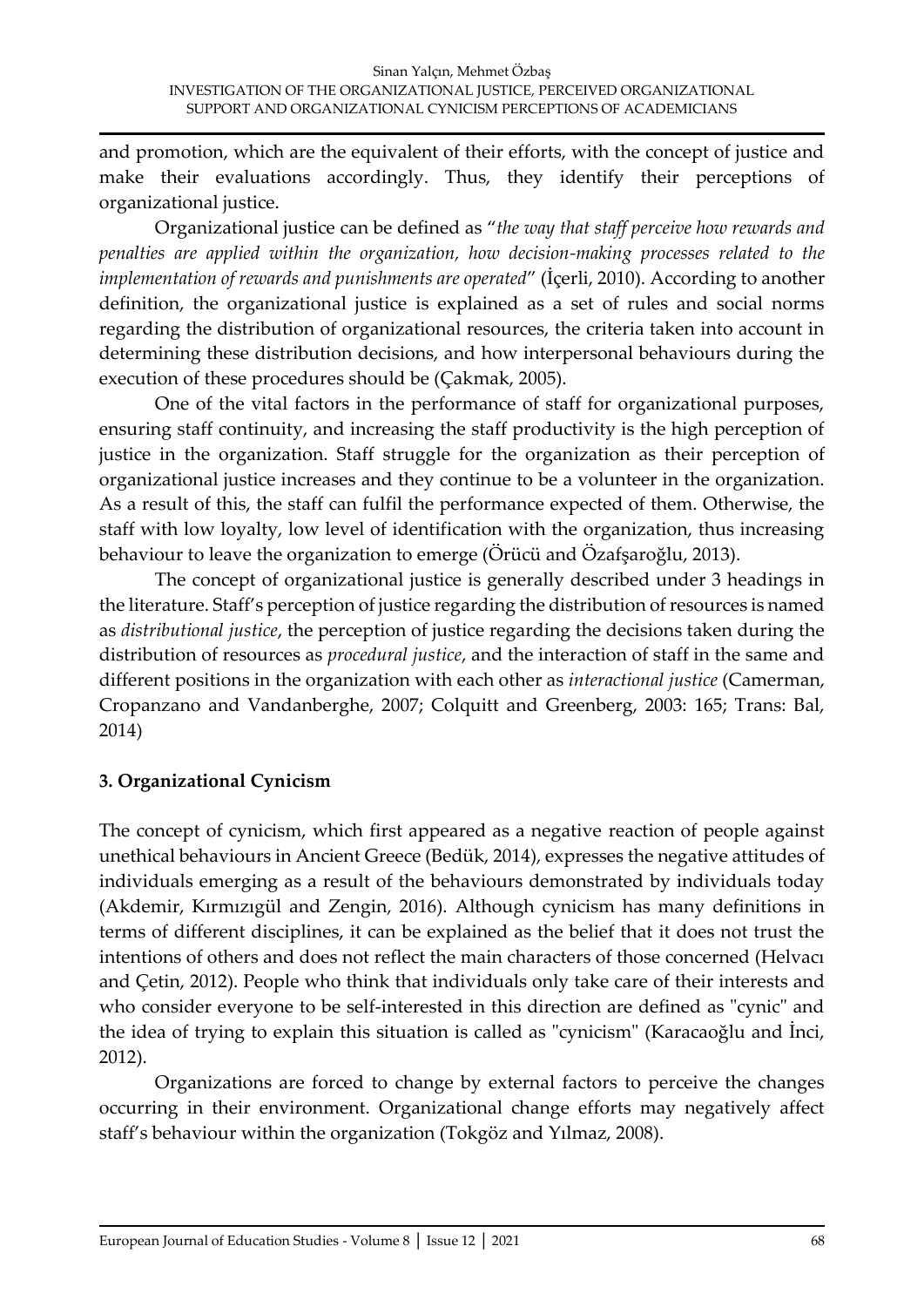and promotion, which are the equivalent of their efforts, with the concept of justice and make their evaluations accordingly. Thus, they identify their perceptions of organizational justice.

Organizational justice can be defined as "*the way that staff perceive how rewards and penalties are applied within the organization, how decision-making processes related to the implementation of rewards and punishments are operated*" (İçerli, 2010). According to another definition, the organizational justice is explained as a set of rules and social norms regarding the distribution of organizational resources, the criteria taken into account in determining these distribution decisions, and how interpersonal behaviours during the execution of these procedures should be (Çakmak, 2005).

One of the vital factors in the performance of staff for organizational purposes, ensuring staff continuity, and increasing the staff productivity is the high perception of justice in the organization. Staff struggle for the organization as their perception of organizational justice increases and they continue to be a volunteer in the organization. As a result of this, the staff can fulfil the performance expected of them. Otherwise, the staff with low loyalty, low level of identification with the organization, thus increasing behaviour to leave the organization to emerge (Örücü and Özafşaroğlu, 2013).

The concept of organizational justice is generally described under 3 headings in the literature. Staff's perception of justice regarding the distribution of resources is named as *distributional justice*, the perception of justice regarding the decisions taken during the distribution of resources as *procedural justice*, and the interaction of staff in the same and different positions in the organization with each other as *interactional justice* (Camerman, Cropanzano and Vandanberghe, 2007; Colquitt and Greenberg, 2003: 165; Trans: Bal, 2014)

## 3. Organizational Cynicism

The concept of cynicism, which first appeared as a negative reaction of people against unethical behaviours in Ancient Greece (Bedük, 2014), expresses the negative attitudes of individuals emerging as a result of the behaviours demonstrated by individuals today (Akdemir, Kırmızıgül and Zengin, 2016). Although cynicism has many definitions in terms of different disciplines, it can be explained as the belief that it does not trust the intentions of others and does not reflect the main characters of those concerned (Helvacı and Çetin, 2012). People who think that individuals only take care of their interests and who consider everyone to be self-interested in this direction are defined as "cynic" and the idea of trying to explain this situation is called as "cynicism" (Karacaoğlu and İnci, 2012).

Organizations are forced to change by external factors to perceive the changes occurring in their environment. Organizational change efforts may negatively affect staff's behaviour within the organization (Tokgöz and Yılmaz, 2008).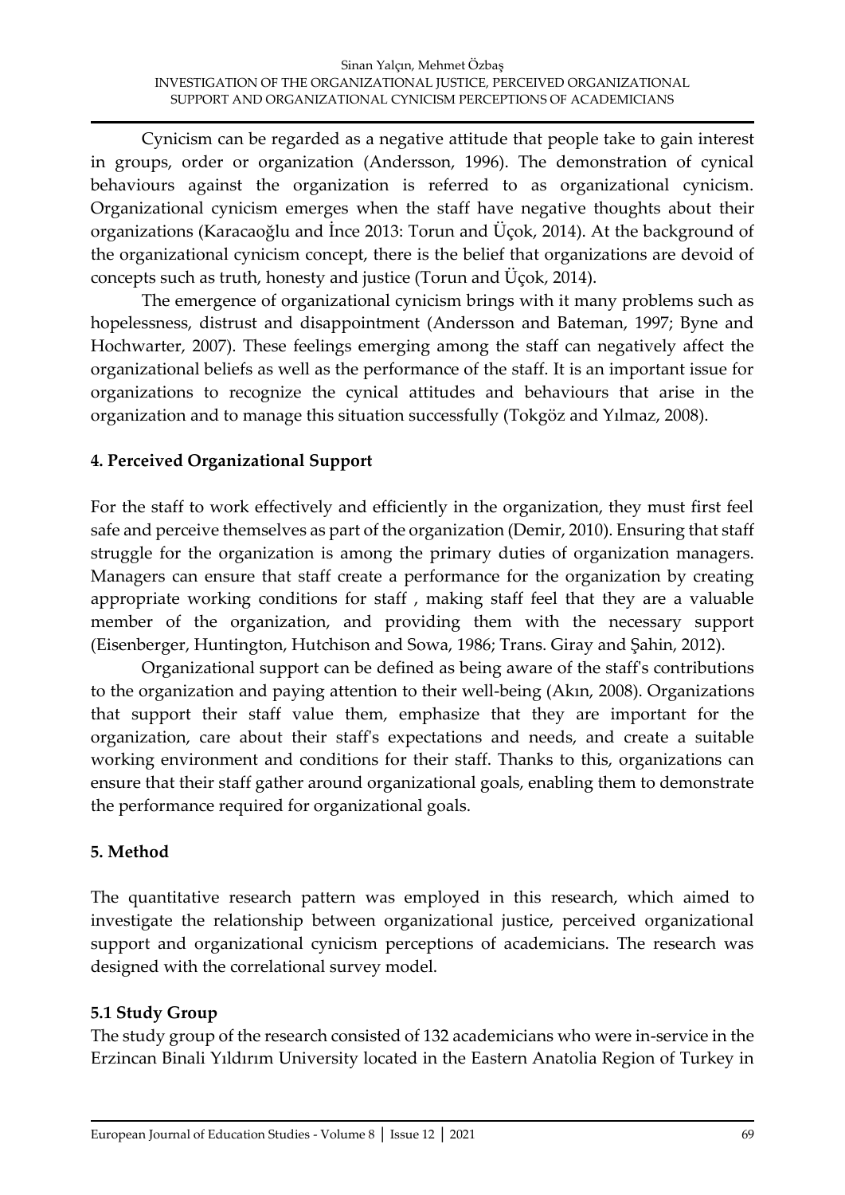Cynicism can be regarded as a negative attitude that people take to gain interest in groups, order or organization (Andersson, 1996). The demonstration of cynical behaviours against the organization is referred to as organizational cynicism. Organizational cynicism emerges when the staff have negative thoughts about their organizations (Karacaoğlu and İnce 2013: Torun and Üçok, 2014). At the background of the organizational cynicism concept, there is the belief that organizations are devoid of concepts such as truth, honesty and justice (Torun and Üçok, 2014).

The emergence of organizational cynicism brings with it many problems such as hopelessness, distrust and disappointment (Andersson and Bateman, 1997; Byne and Hochwarter, 2007). These feelings emerging among the staff can negatively affect the organizational beliefs as well as the performance of the staff. It is an important issue for organizations to recognize the cynical attitudes and behaviours that arise in the organization and to manage this situation successfully (Tokgöz and Yılmaz, 2008).

## 4. Perceived Organizational Support

For the staff to work effectively and efficiently in the organization, they must first feel safe and perceive themselves as part of the organization (Demir, 2010). Ensuring that staff struggle for the organization is among the primary duties of organization managers. Managers can ensure that staff create a performance for the organization by creating appropriate working conditions for staff , making staff feel that they are a valuable member of the organization, and providing them with the necessary support (Eisenberger, Huntington, Hutchison and Sowa, 1986; Trans. Giray and Şahin, 2012).

Organizational support can be defined as being aware of the staff's contributions to the organization and paying attention to their well-being (Akın, 2008). Organizations that support their staff value them, emphasize that they are important for the organization, care about their staff's expectations and needs, and create a suitable working environment and conditions for their staff. Thanks to this, organizations can ensure that their staff gather around organizational goals, enabling them to demonstrate the performance required for organizational goals.

## 5. Method

The quantitative research pattern was employed in this research, which aimed to investigate the relationship between organizational justice, perceived organizational support and organizational cynicism perceptions of academicians. The research was designed with the correlational survey model.

### 5.1 Study Group

The study group of the research consisted of 132 academicians who were in-service in the Erzincan Binali Yıldırım University located in the Eastern Anatolia Region of Turkey in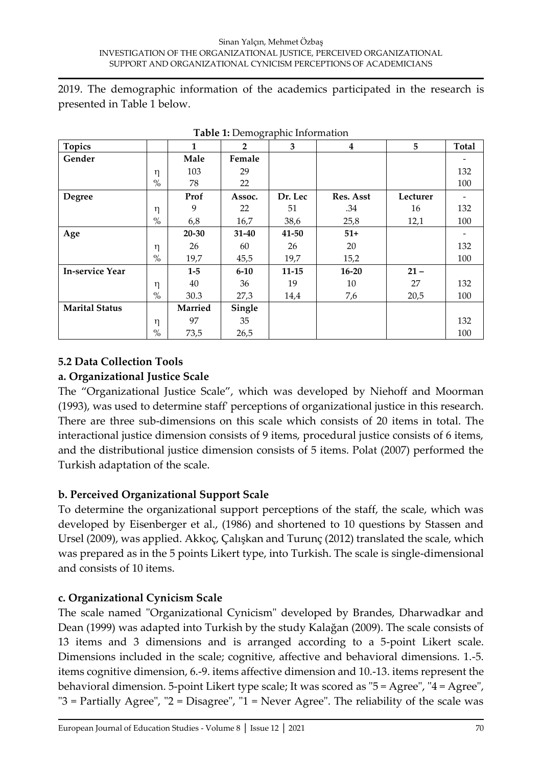2019. The demographic information of the academics participated in the research is presented in Table 1 below.

**Table 1:** Demographic Information

| Topics | | 1 | 2 | 3 | 4 | 5 | Total |
|---|---|---|---|---|---|---|---|
| **Gender** | | **Male** | **Female** | | | | - |
| | η | 103 | 29 | | | | 132 |
| | % | 78 | 22 | | | | 100 |
| **Degree** | | **Prof** | **Assoc.** | **Dr. Lec** | **Res. Asst** | **Lecturer** | - |
| | η | 9 | 22 | 51 | .34 | 16 | 132 |
| | % | 6,8 | 16,7 | 38,6 | 25,8 | 12,1 | 100 |
| **Age** | | **20-30** | **31-40** | **41-50** | **51+** | | - |
| | η | 26 | 60 | 26 | 20 | | 132 |
| | % | 19,7 | 45,5 | 19,7 | 15,2 | | 100 |
| **In-service Year** | | **1-5** | **6-10** | **11-15** | **16-20** | **21 –** | |
| | η | 40 | 36 | 19 | 10 | 27 | 132 |
| | % | 30.3 | 27,3 | 14,4 | 7,6 | 20,5 | 100 |
| **Marital Status** | | **Married** | **Single** | | | | |
| | η | 97 | 35 | | | | 132 |
| | % | 73,5 | 26,5 | | | | 100 |

### 5.2 Data Collection Tools

#### a. Organizational Justice Scale

The "Organizational Justice Scale", which was developed by Niehoff and Moorman (1993), was used to determine staff' perceptions of organizational justice in this research. There are three sub-dimensions on this scale which consists of 20 items in total. The interactional justice dimension consists of 9 items, procedural justice consists of 6 items, and the distributional justice dimension consists of 5 items. Polat (2007) performed the Turkish adaptation of the scale.

#### b. Perceived Organizational Support Scale

To determine the organizational support perceptions of the staff, the scale, which was developed by Eisenberger et al., (1986) and shortened to 10 questions by Stassen and Ursel (2009), was applied. Akkoç, Çalışkan and Turunç (2012) translated the scale, which was prepared as in the 5 points Likert type, into Turkish. The scale is single-dimensional and consists of 10 items.

#### c. Organizational Cynicism Scale

The scale named "Organizational Cynicism" developed by Brandes, Dharwadkar and Dean (1999) was adapted into Turkish by the study Kalağan (2009). The scale consists of 13 items and 3 dimensions and is arranged according to a 5-point Likert scale. Dimensions included in the scale; cognitive, affective and behavioral dimensions. 1.-5. items cognitive dimension, 6.-9. items affective dimension and 10.-13. items represent the behavioral dimension. 5-point Likert type scale; It was scored as "5 = Agree", "4 = Agree", "3 = Partially Agree", "2 = Disagree", "1 = Never Agree". The reliability of the scale was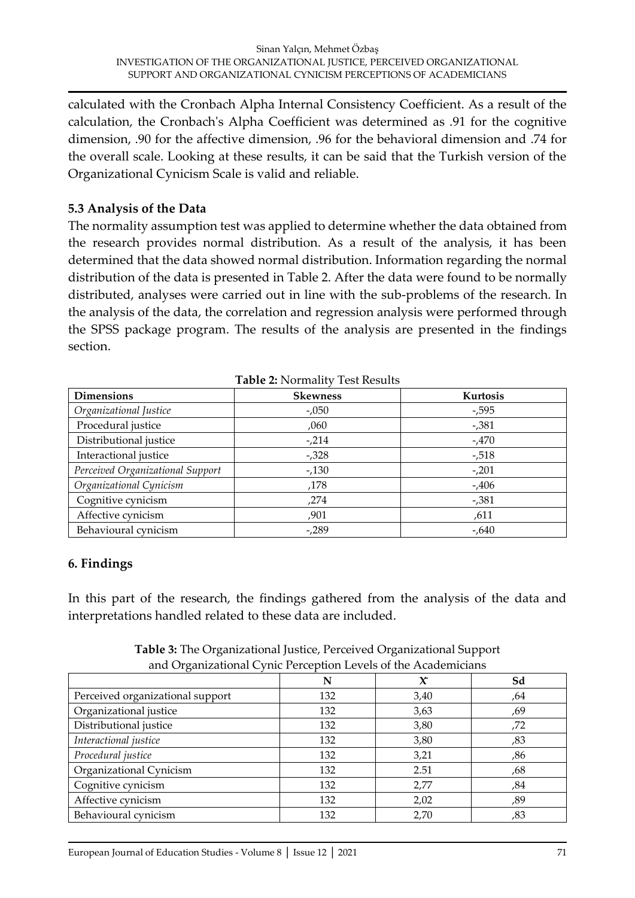calculated with the Cronbach Alpha Internal Consistency Coefficient. As a result of the calculation, the Cronbach's Alpha Coefficient was determined as .91 for the cognitive dimension, .90 for the affective dimension, .96 for the behavioral dimension and .74 for the overall scale. Looking at these results, it can be said that the Turkish version of the Organizational Cynicism Scale is valid and reliable.

### 5.3 Analysis of the Data

The normality assumption test was applied to determine whether the data obtained from the research provides normal distribution. As a result of the analysis, it has been determined that the data showed normal distribution. Information regarding the normal distribution of the data is presented in Table 2. After the data were found to be normally distributed, analyses were carried out in line with the sub-problems of the research. In the analysis of the data, the correlation and regression analysis were performed through the SPSS package program. The results of the analysis are presented in the findings section.

**Table 2:** Normality Test Results

| Dimensions | Skewness | Kurtosis |
|---|---|---|
| *Organizational Justice* | -,050 | -,595 |
| Procedural justice | ,060 | -,381 |
| Distributional justice | -,214 | -,470 |
| Interactional justice | -,328 | -,518 |
| *Perceived Organizational Support* | -,130 | -,201 |
| *Organizational Cynicism* | ,178 | -,406 |
| Cognitive cynicism | ,274 | -,381 |
| Affective cynicism | ,901 | ,611 |
| Behavioural cynicism | -,289 | -,640 |

## 6. Findings

In this part of the research, the findings gathered from the analysis of the data and interpretations handled related to these data are included.

**Table 3:** The Organizational Justice, Perceived Organizational Support and Organizational Cynic Perception Levels of the Academicians

| | N | $\bar{X}$ | Sd |
|---|---|---|---|
| Perceived organizational support | 132 | 3,40 | ,64 |
| Organizational justice | 132 | 3,63 | ,69 |
| Distributional justice | 132 | 3,80 | ,72 |
| *Interactional justice* | 132 | 3,80 | ,83 |
| *Procedural justice* | 132 | 3,21 | ,86 |
| Organizational Cynicism | 132 | 2.51 | ,68 |
| Cognitive cynicism | 132 | 2,77 | ,84 |
| Affective cynicism | 132 | 2,02 | ,89 |
| Behavioural cynicism | 132 | 2,70 | ,83 |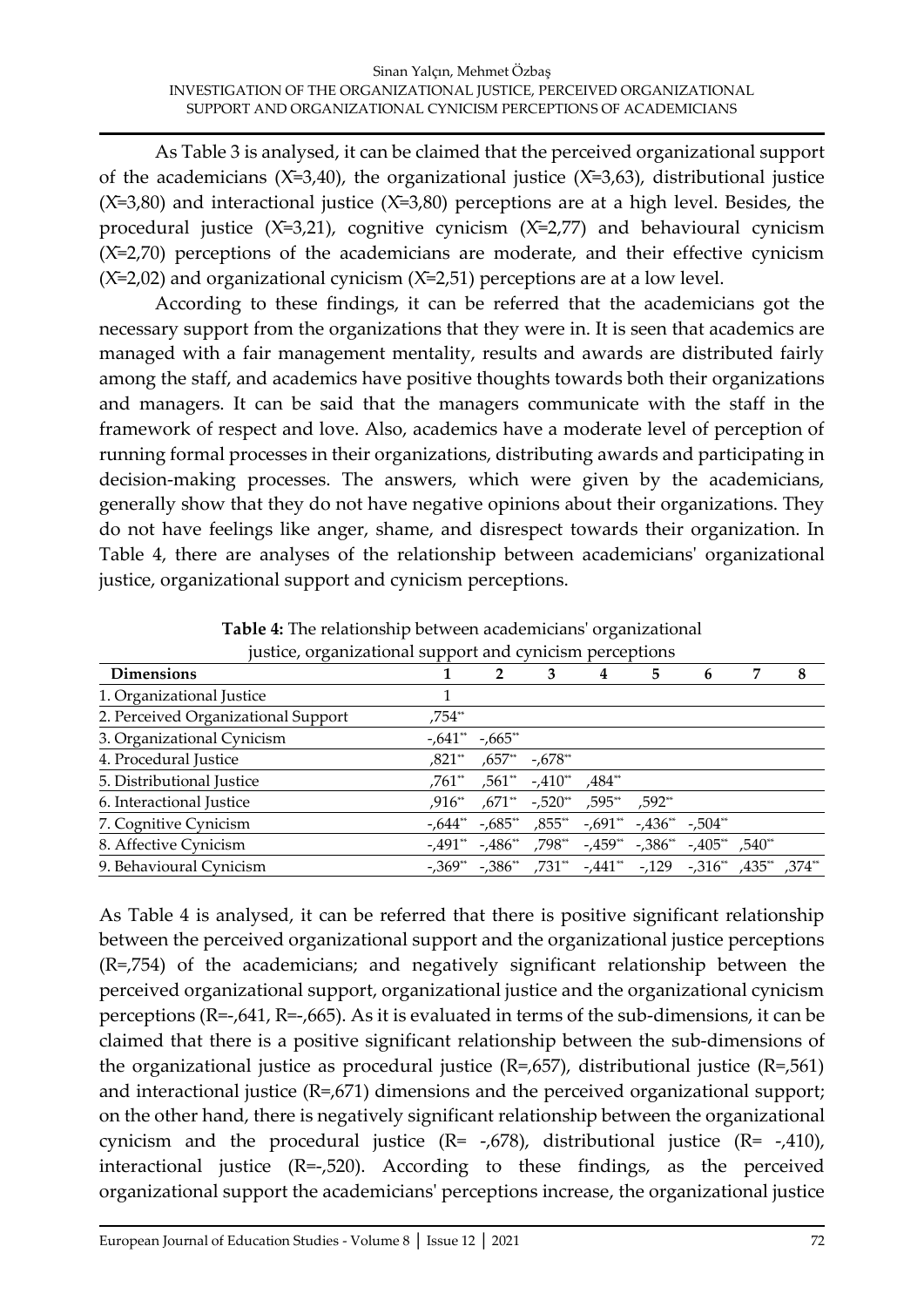As Table 3 is analysed, it can be claimed that the perceived organizational support of the academicians ($\bar{X}$=3,40), the organizational justice ($\bar{X}$=3,63), distributional justice ($\bar{X}$=3,80) and interactional justice ($\bar{X}$=3,80) perceptions are at a high level. Besides, the procedural justice ($\bar{X}$=3,21), cognitive cynicism ($\bar{X}$=2,77) and behavioural cynicism ($\bar{X}$=2,70) perceptions of the academicians are moderate, and their effective cynicism ($\bar{X}$=2,02) and organizational cynicism ($\bar{X}$=2,51) perceptions are at a low level.

According to these findings, it can be referred that the academicians got the necessary support from the organizations that they were in. It is seen that academics are managed with a fair management mentality, results and awards are distributed fairly among the staff, and academics have positive thoughts towards both their organizations and managers. It can be said that the managers communicate with the staff in the framework of respect and love. Also, academics have a moderate level of perception of running formal processes in their organizations, distributing awards and participating in decision-making processes. The answers, which were given by the academicians, generally show that they do not have negative opinions about their organizations. They do not have feelings like anger, shame, and disrespect towards their organization. In Table 4, there are analyses of the relationship between academicians' organizational justice, organizational support and cynicism perceptions.

**Table 4:** The relationship between academicians' organizational justice, organizational support and cynicism perceptions

| Dimensions | 1 | 2 | 3 | 4 | 5 | 6 | 7 | 8 |
|---|---|---|---|---|---|---|---|---|
| 1. Organizational Justice | 1 | | | | | | | |
| 2. Perceived Organizational Support | ,754** | | | | | | | |
| 3. Organizational Cynicism | -,641** | -,665** | | | | | | |
| 4. Procedural Justice | ,821** | ,657** | -,678** | | | | | |
| 5. Distributional Justice | ,761** | ,561** | -,410** | ,484** | | | | |
| 6. Interactional Justice | ,916** | ,671** | -,520** | ,595** | ,592** | | | |
| 7. Cognitive Cynicism | -,644** | -,685** | ,855** | -,691** | -,436** | -,504** | | |
| 8. Affective Cynicism | -,491** | -,486** | ,798** | -,459** | -,386** | -,405** | ,540** | |
| 9. Behavioural Cynicism | -,369** | -,386** | ,731** | -,441** | -,129 | -,316** | ,435** | ,374** |

As Table 4 is analysed, it can be referred that there is positive significant relationship between the perceived organizational support and the organizational justice perceptions (R=,754) of the academicians; and negatively significant relationship between the perceived organizational support, organizational justice and the organizational cynicism perceptions (R=-,641, R=-,665). As it is evaluated in terms of the sub-dimensions, it can be claimed that there is a positive significant relationship between the sub-dimensions of the organizational justice as procedural justice (R=,657), distributional justice (R=,561) and interactional justice (R=,671) dimensions and the perceived organizational support; on the other hand, there is negatively significant relationship between the organizational cynicism and the procedural justice (R= -,678), distributional justice (R= -,410), interactional justice (R=-,520). According to these findings, as the perceived organizational support the academicians' perceptions increase, the organizational justice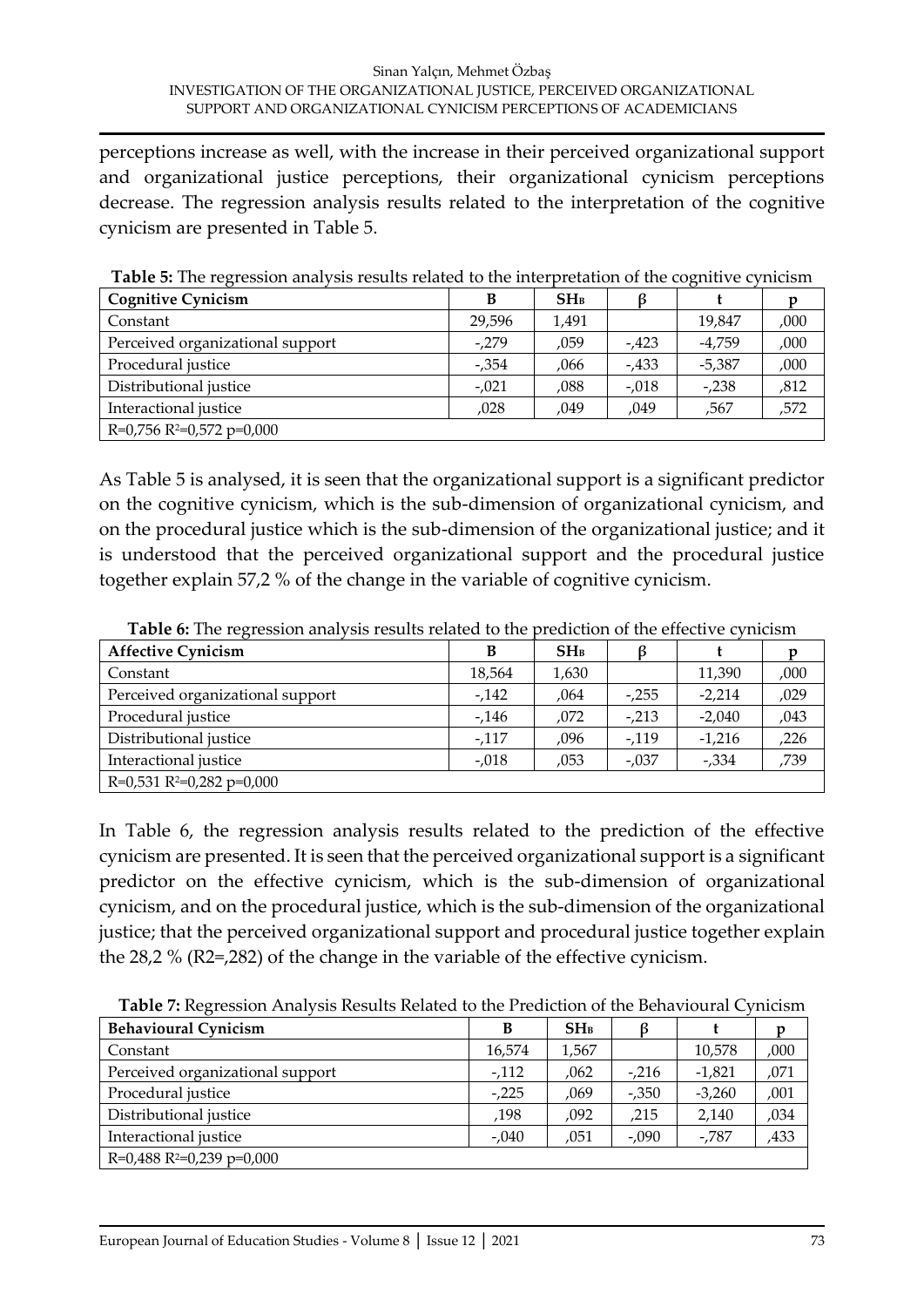perceptions increase as well, with the increase in their perceived organizational support and organizational justice perceptions, their organizational cynicism perceptions decrease. The regression analysis results related to the interpretation of the cognitive cynicism are presented in Table 5.

**Table 5:** The regression analysis results related to the interpretation of the cognitive cynicism

| Cognitive Cynicism | B | $SH_B$ | β | t | p |
|---|---|---|---|---|---|
| Constant | 29,596 | 1,491 | | 19,847 | ,000 |
| Perceived organizational support | -,279 | ,059 | -,423 | -4,759 | ,000 |
| Procedural justice | -,354 | ,066 | -,433 | -5,387 | ,000 |
| Distributional justice | -,021 | ,088 | -,018 | -,238 | ,812 |
| Interactional justice | ,028 | ,049 | ,049 | ,567 | ,572 |
| R=0,756 $R^2$=0,572 p=0,000 | | | | | |

As Table 5 is analysed, it is seen that the organizational support is a significant predictor on the cognitive cynicism, which is the sub-dimension of organizational cynicism, and on the procedural justice which is the sub-dimension of the organizational justice; and it is understood that the perceived organizational support and the procedural justice together explain 57,2 % of the change in the variable of cognitive cynicism.

**Table 6:** The regression analysis results related to the prediction of the effective cynicism

| Affective Cynicism | B | $SH_B$ | β | t | p |
|---|---|---|---|---|---|
| Constant | 18,564 | 1,630 | | 11,390 | ,000 |
| Perceived organizational support | -,142 | ,064 | -,255 | -2,214 | ,029 |
| Procedural justice | -,146 | ,072 | -,213 | -2,040 | ,043 |
| Distributional justice | -,117 | ,096 | -,119 | -1,216 | ,226 |
| Interactional justice | -,018 | ,053 | -,037 | -,334 | ,739 |
| R=0,531 $R^2$=0,282 p=0,000 | | | | | |

In Table 6, the regression analysis results related to the prediction of the effective cynicism are presented. It is seen that the perceived organizational support is a significant predictor on the effective cynicism, which is the sub-dimension of organizational cynicism, and on the procedural justice, which is the sub-dimension of the organizational justice; that the perceived organizational support and procedural justice together explain the 28,2 % (R2=,282) of the change in the variable of the effective cynicism.

**Table 7:** Regression Analysis Results Related to the Prediction of the Behavioural Cynicism

| Behavioural Cynicism | B | $SH_B$ | β | t | p |
|---|---|---|---|---|---|
| Constant | 16,574 | 1,567 | | 10,578 | ,000 |
| Perceived organizational support | -,112 | ,062 | -,216 | -1,821 | ,071 |
| Procedural justice | -,225 | ,069 | -,350 | -3,260 | ,001 |
| Distributional justice | ,198 | ,092 | ,215 | 2,140 | ,034 |
| Interactional justice | -,040 | ,051 | -,090 | -,787 | ,433 |
| R=0,488 $R^2$=0,239 p=0,000 | | | | | |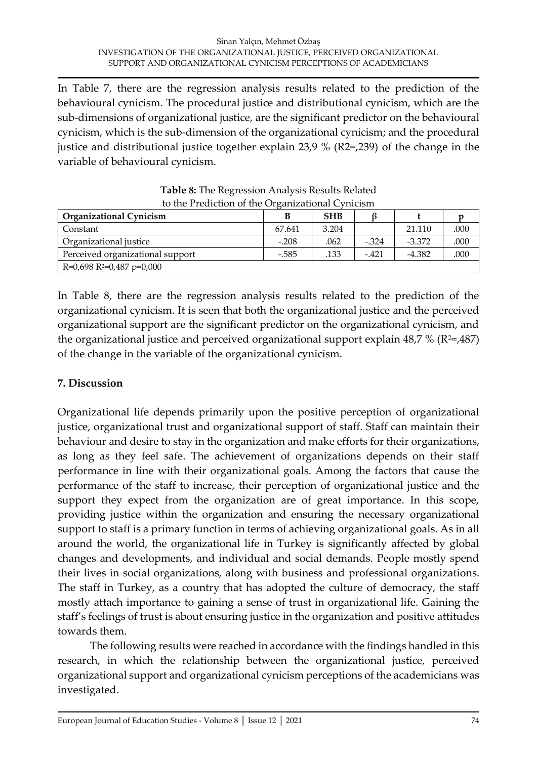In Table 7, there are the regression analysis results related to the prediction of the behavioural cynicism. The procedural justice and distributional cynicism, which are the sub-dimensions of organizational justice, are the significant predictor on the behavioural cynicism, which is the sub-dimension of the organizational cynicism; and the procedural justice and distributional justice together explain 23,9 % (R2=,239) of the change in the variable of behavioural cynicism.

**Table 8:** The Regression Analysis Results Related to the Prediction of the Organizational Cynicism

| Organizational Cynicism | B | SHB | β | t | p |
|---|---|---|---|---|---|
| Constant | 67.641 | 3.204 | | 21.110 | .000 |
| Organizational justice | -.208 | .062 | -.324 | -3.372 | .000 |
| Perceived organizational support | -.585 | .133 | -.421 | -4.382 | .000 |
| R=0,698 $R^2$=0,487 p=0,000 | | | | | |

In Table 8, there are the regression analysis results related to the prediction of the organizational cynicism. It is seen that both the organizational justice and the perceived organizational support are the significant predictor on the organizational cynicism, and the organizational justice and perceived organizational support explain 48,7 % ($R^2$=,487) of the change in the variable of the organizational cynicism.

## 7. Discussion

Organizational life depends primarily upon the positive perception of organizational justice, organizational trust and organizational support of staff. Staff can maintain their behaviour and desire to stay in the organization and make efforts for their organizations, as long as they feel safe. The achievement of organizations depends on their staff performance in line with their organizational goals. Among the factors that cause the performance of the staff to increase, their perception of organizational justice and the support they expect from the organization are of great importance. In this scope, providing justice within the organization and ensuring the necessary organizational support to staff is a primary function in terms of achieving organizational goals. As in all around the world, the organizational life in Turkey is significantly affected by global changes and developments, and individual and social demands. People mostly spend their lives in social organizations, along with business and professional organizations. The staff in Turkey, as a country that has adopted the culture of democracy, the staff mostly attach importance to gaining a sense of trust in organizational life. Gaining the staff's feelings of trust is about ensuring justice in the organization and positive attitudes towards them.

The following results were reached in accordance with the findings handled in this research, in which the relationship between the organizational justice, perceived organizational support and organizational cynicism perceptions of the academicians was investigated.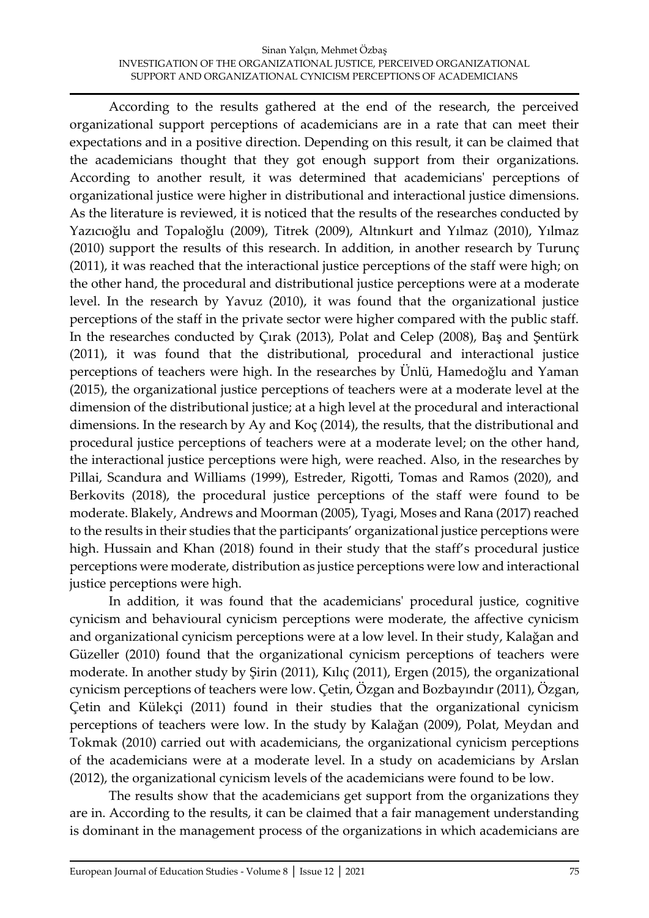According to the results gathered at the end of the research, the perceived organizational support perceptions of academicians are in a rate that can meet their expectations and in a positive direction. Depending on this result, it can be claimed that the academicians thought that they got enough support from their organizations. According to another result, it was determined that academicians' perceptions of organizational justice were higher in distributional and interactional justice dimensions. As the literature is reviewed, it is noticed that the results of the researches conducted by Yazıcıoğlu and Topaloğlu (2009), Titrek (2009), Altınkurt and Yılmaz (2010), Yılmaz (2010) support the results of this research. In addition, in another research by Turunç (2011), it was reached that the interactional justice perceptions of the staff were high; on the other hand, the procedural and distributional justice perceptions were at a moderate level. In the research by Yavuz (2010), it was found that the organizational justice perceptions of the staff in the private sector were higher compared with the public staff. In the researches conducted by Çırak (2013), Polat and Celep (2008), Baş and Şentürk (2011), it was found that the distributional, procedural and interactional justice perceptions of teachers were high. In the researches by Ünlü, Hamedoğlu and Yaman (2015), the organizational justice perceptions of teachers were at a moderate level at the dimension of the distributional justice; at a high level at the procedural and interactional dimensions. In the research by Ay and Koç (2014), the results, that the distributional and procedural justice perceptions of teachers were at a moderate level; on the other hand, the interactional justice perceptions were high, were reached. Also, in the researches by Pillai, Scandura and Williams (1999), Estreder, Rigotti, Tomas and Ramos (2020), and Berkovits (2018), the procedural justice perceptions of the staff were found to be moderate. Blakely, Andrews and Moorman (2005), Tyagi, Moses and Rana (2017) reached to the results in their studies that the participants' organizational justice perceptions were high. Hussain and Khan (2018) found in their study that the staff's procedural justice perceptions were moderate, distribution as justice perceptions were low and interactional justice perceptions were high.

In addition, it was found that the academicians' procedural justice, cognitive cynicism and behavioural cynicism perceptions were moderate, the affective cynicism and organizational cynicism perceptions were at a low level. In their study, Kalağan and Güzeller (2010) found that the organizational cynicism perceptions of teachers were moderate. In another study by Şirin (2011), Kılıç (2011), Ergen (2015), the organizational cynicism perceptions of teachers were low. Çetin, Özgan and Bozbayındır (2011), Özgan, Çetin and Külekçi (2011) found in their studies that the organizational cynicism perceptions of teachers were low. In the study by Kalağan (2009), Polat, Meydan and Tokmak (2010) carried out with academicians, the organizational cynicism perceptions of the academicians were at a moderate level. In a study on academicians by Arslan (2012), the organizational cynicism levels of the academicians were found to be low.

The results show that the academicians get support from the organizations they are in. According to the results, it can be claimed that a fair management understanding is dominant in the management process of the organizations in which academicians are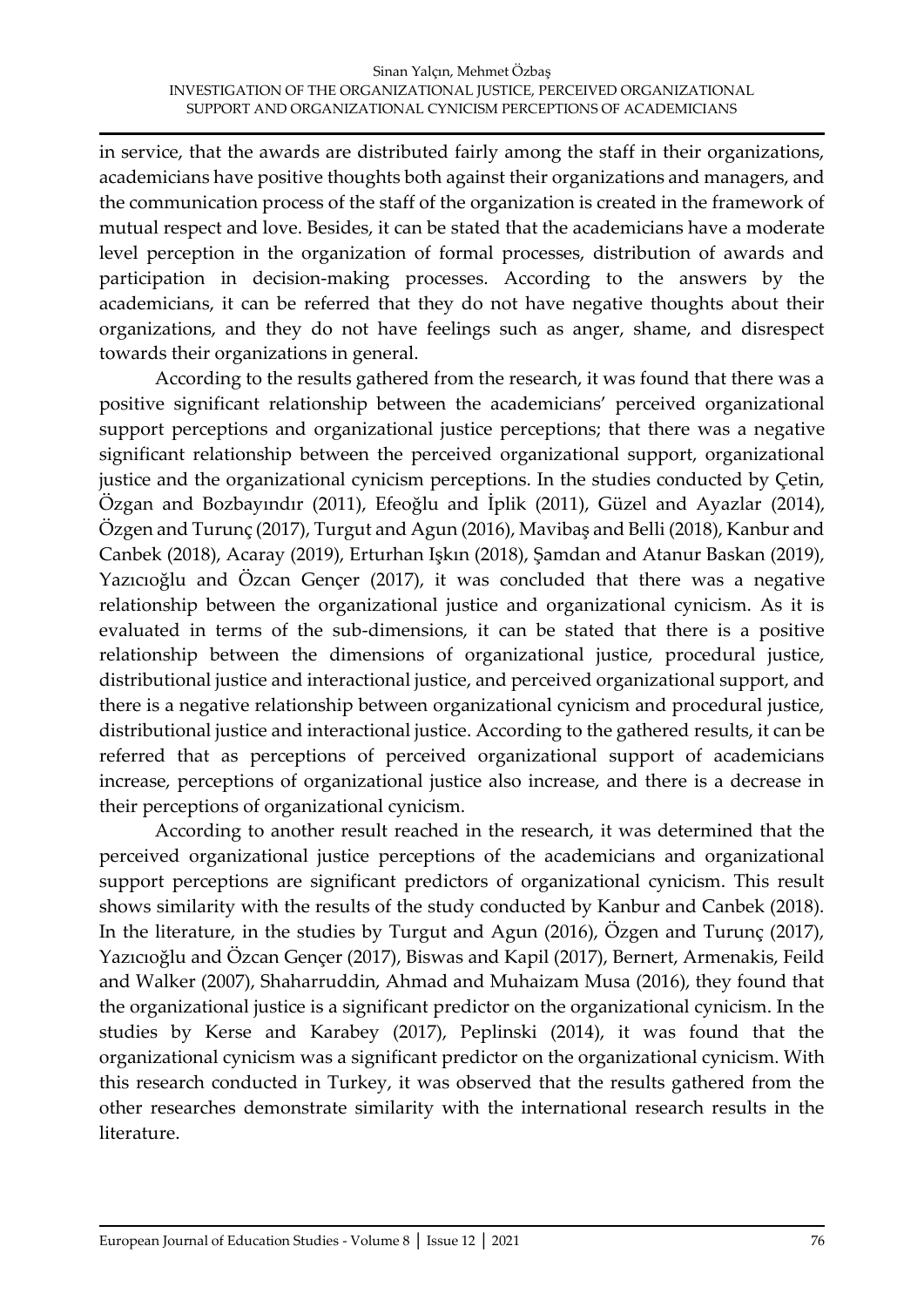in service, that the awards are distributed fairly among the staff in their organizations, academicians have positive thoughts both against their organizations and managers, and the communication process of the staff of the organization is created in the framework of mutual respect and love. Besides, it can be stated that the academicians have a moderate level perception in the organization of formal processes, distribution of awards and participation in decision-making processes. According to the answers by the academicians, it can be referred that they do not have negative thoughts about their organizations, and they do not have feelings such as anger, shame, and disrespect towards their organizations in general.

According to the results gathered from the research, it was found that there was a positive significant relationship between the academicians' perceived organizational support perceptions and organizational justice perceptions; that there was a negative significant relationship between the perceived organizational support, organizational justice and the organizational cynicism perceptions. In the studies conducted by Çetin, Özgan and Bozbayındır (2011), Efeoğlu and İplik (2011), Güzel and Ayazlar (2014), Özgen and Turunç (2017), Turgut and Agun (2016), Mavibaş and Belli (2018), Kanbur and Canbek (2018), Acaray (2019), Erturhan Işkın (2018), Şamdan and Atanur Baskan (2019), Yazıcıoğlu and Özcan Gençer (2017), it was concluded that there was a negative relationship between the organizational justice and organizational cynicism. As it is evaluated in terms of the sub-dimensions, it can be stated that there is a positive relationship between the dimensions of organizational justice, procedural justice, distributional justice and interactional justice, and perceived organizational support, and there is a negative relationship between organizational cynicism and procedural justice, distributional justice and interactional justice. According to the gathered results, it can be referred that as perceptions of perceived organizational support of academicians increase, perceptions of organizational justice also increase, and there is a decrease in their perceptions of organizational cynicism.

According to another result reached in the research, it was determined that the perceived organizational justice perceptions of the academicians and organizational support perceptions are significant predictors of organizational cynicism. This result shows similarity with the results of the study conducted by Kanbur and Canbek (2018). In the literature, in the studies by Turgut and Agun (2016), Özgen and Turunç (2017), Yazıcıoğlu and Özcan Gençer (2017), Biswas and Kapil (2017), Bernert, Armenakis, Feild and Walker (2007), Shaharruddin, Ahmad and Muhaizam Musa (2016), they found that the organizational justice is a significant predictor on the organizational cynicism. In the studies by Kerse and Karabey (2017), Peplinski (2014), it was found that the organizational cynicism was a significant predictor on the organizational cynicism. With this research conducted in Turkey, it was observed that the results gathered from the other researches demonstrate similarity with the international research results in the literature.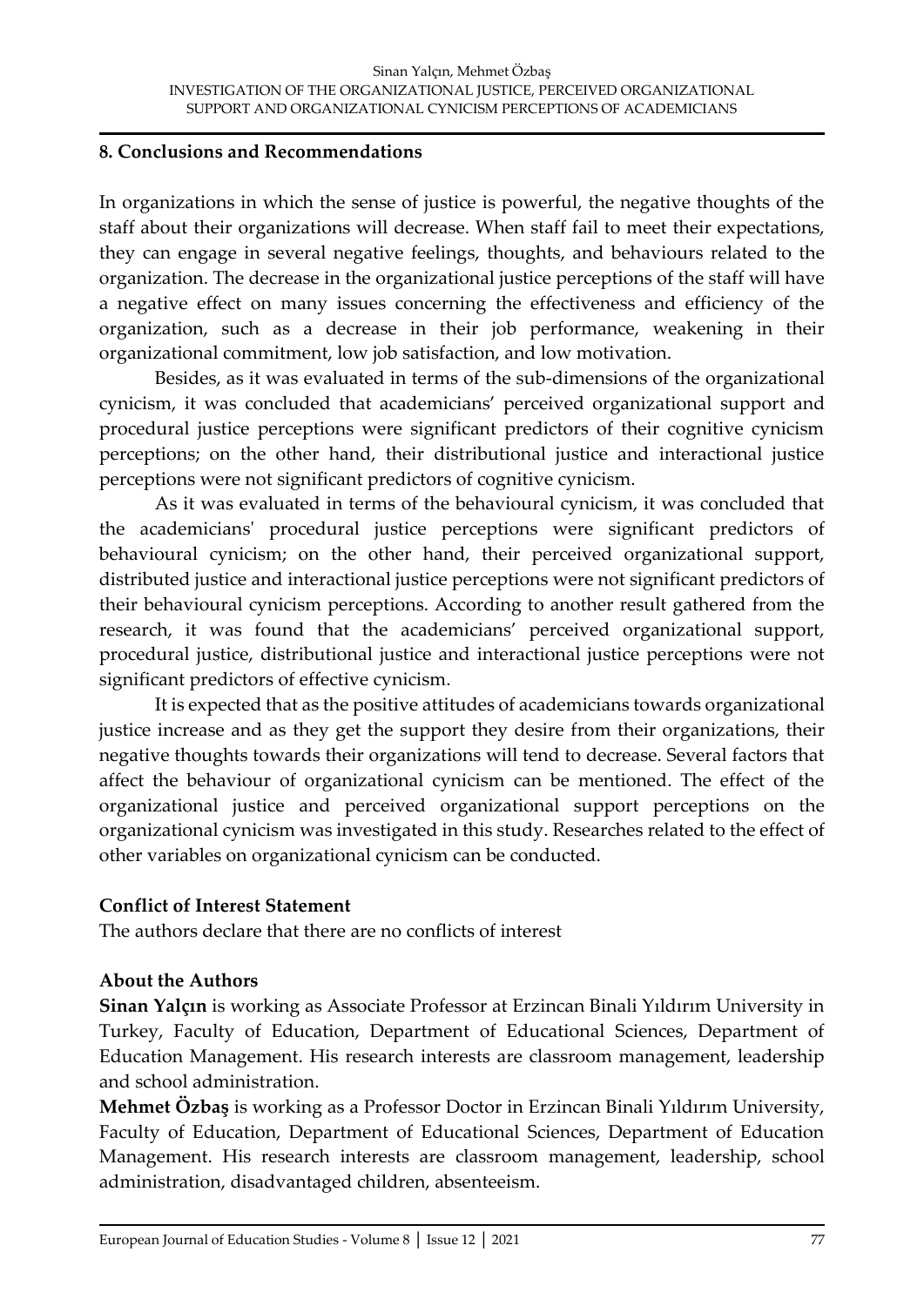## 8. Conclusions and Recommendations

In organizations in which the sense of justice is powerful, the negative thoughts of the staff about their organizations will decrease. When staff fail to meet their expectations, they can engage in several negative feelings, thoughts, and behaviours related to the organization. The decrease in the organizational justice perceptions of the staff will have a negative effect on many issues concerning the effectiveness and efficiency of the organization, such as a decrease in their job performance, weakening in their organizational commitment, low job satisfaction, and low motivation.

Besides, as it was evaluated in terms of the sub-dimensions of the organizational cynicism, it was concluded that academicians' perceived organizational support and procedural justice perceptions were significant predictors of their cognitive cynicism perceptions; on the other hand, their distributional justice and interactional justice perceptions were not significant predictors of cognitive cynicism.

As it was evaluated in terms of the behavioural cynicism, it was concluded that the academicians' procedural justice perceptions were significant predictors of behavioural cynicism; on the other hand, their perceived organizational support, distributed justice and interactional justice perceptions were not significant predictors of their behavioural cynicism perceptions. According to another result gathered from the research, it was found that the academicians' perceived organizational support, procedural justice, distributional justice and interactional justice perceptions were not significant predictors of effective cynicism.

It is expected that as the positive attitudes of academicians towards organizational justice increase and as they get the support they desire from their organizations, their negative thoughts towards their organizations will tend to decrease. Several factors that affect the behaviour of organizational cynicism can be mentioned. The effect of the organizational justice and perceived organizational support perceptions on the organizational cynicism was investigated in this study. Researches related to the effect of other variables on organizational cynicism can be conducted.

### Conflict of Interest Statement

The authors declare that there are no conflicts of interest

### About the Authors

**Sinan Yalçın** is working as Associate Professor at Erzincan Binali Yıldırım University in Turkey, Faculty of Education, Department of Educational Sciences, Department of Education Management. His research interests are classroom management, leadership and school administration.

**Mehmet Özbaş** is working as a Professor Doctor in Erzincan Binali Yıldırım University, Faculty of Education, Department of Educational Sciences, Department of Education Management. His research interests are classroom management, leadership, school administration, disadvantaged children, absenteeism.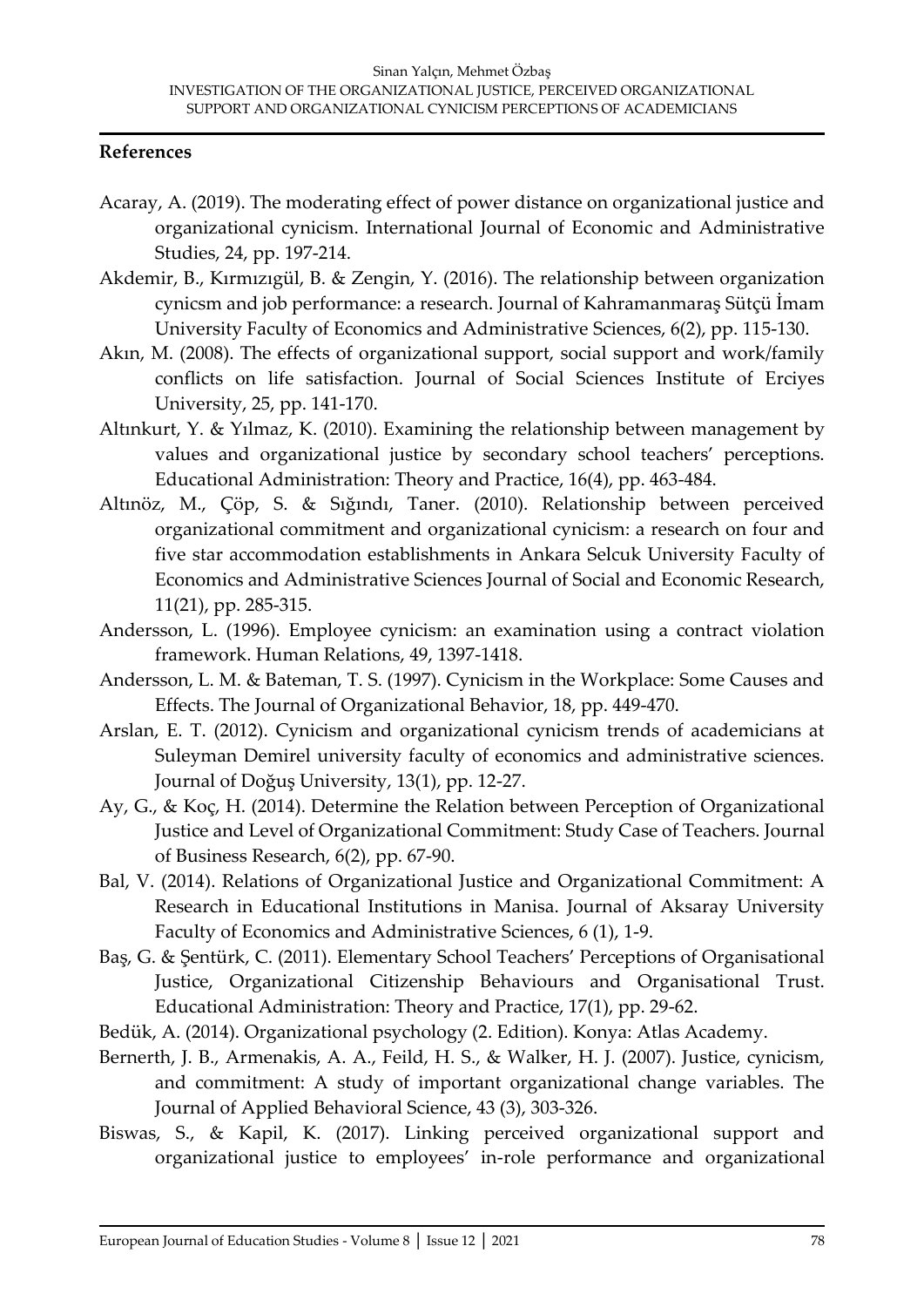## References

Acaray, A. (2019). The moderating effect of power distance on organizational justice and organizational cynicism. International Journal of Economic and Administrative Studies, 24, pp. 197-214.

Akdemir, B., Kırmızıgül, B. & Zengin, Y. (2016). The relationship between organization cynicsm and job performance: a research. Journal of Kahramanmaraş Sütçü İmam University Faculty of Economics and Administrative Sciences, 6(2), pp. 115-130.

Akın, M. (2008). The effects of organizational support, social support and work/family conflicts on life satisfaction. Journal of Social Sciences Institute of Erciyes University, 25, pp. 141-170.

Altınkurt, Y. & Yılmaz, K. (2010). Examining the relationship between management by values and organizational justice by secondary school teachers' perceptions. Educational Administration: Theory and Practice, 16(4), pp. 463-484.

Altınöz, M., Çöp, S. & Sığındı, Taner. (2010). Relationship between perceived organizational commitment and organizational cynicism: a research on four and five star accommodation establishments in Ankara Selcuk University Faculty of Economics and Administrative Sciences Journal of Social and Economic Research, 11(21), pp. 285-315.

Andersson, L. (1996). Employee cynicism: an examination using a contract violation framework. Human Relations, 49, 1397-1418.

Andersson, L. M. & Bateman, T. S. (1997). Cynicism in the Workplace: Some Causes and Effects. The Journal of Organizational Behavior, 18, pp. 449-470.

Arslan, E. T. (2012). Cynicism and organizational cynicism trends of academicians at Suleyman Demirel university faculty of economics and administrative sciences. Journal of Doğuş University, 13(1), pp. 12-27.

Ay, G., & Koç, H. (2014). Determine the Relation between Perception of Organizational Justice and Level of Organizational Commitment: Study Case of Teachers. Journal of Business Research, 6(2), pp. 67-90.

Bal, V. (2014). Relations of Organizational Justice and Organizational Commitment: A Research in Educational Institutions in Manisa. Journal of Aksaray University Faculty of Economics and Administrative Sciences, 6 (1), 1-9.

Baş, G. & Şentürk, C. (2011). Elementary School Teachers' Perceptions of Organisational Justice, Organizational Citizenship Behaviours and Organisational Trust. Educational Administration: Theory and Practice, 17(1), pp. 29-62.

Bedük, A. (2014). Organizational psychology (2. Edition). Konya: Atlas Academy.

Bernerth, J. B., Armenakis, A. A., Feild, H. S., & Walker, H. J. (2007). Justice, cynicism, and commitment: A study of important organizational change variables. The Journal of Applied Behavioral Science, 43 (3), 303-326.

Biswas, S., & Kapil, K. (2017). Linking perceived organizational support and organizational justice to employees' in-role performance and organizational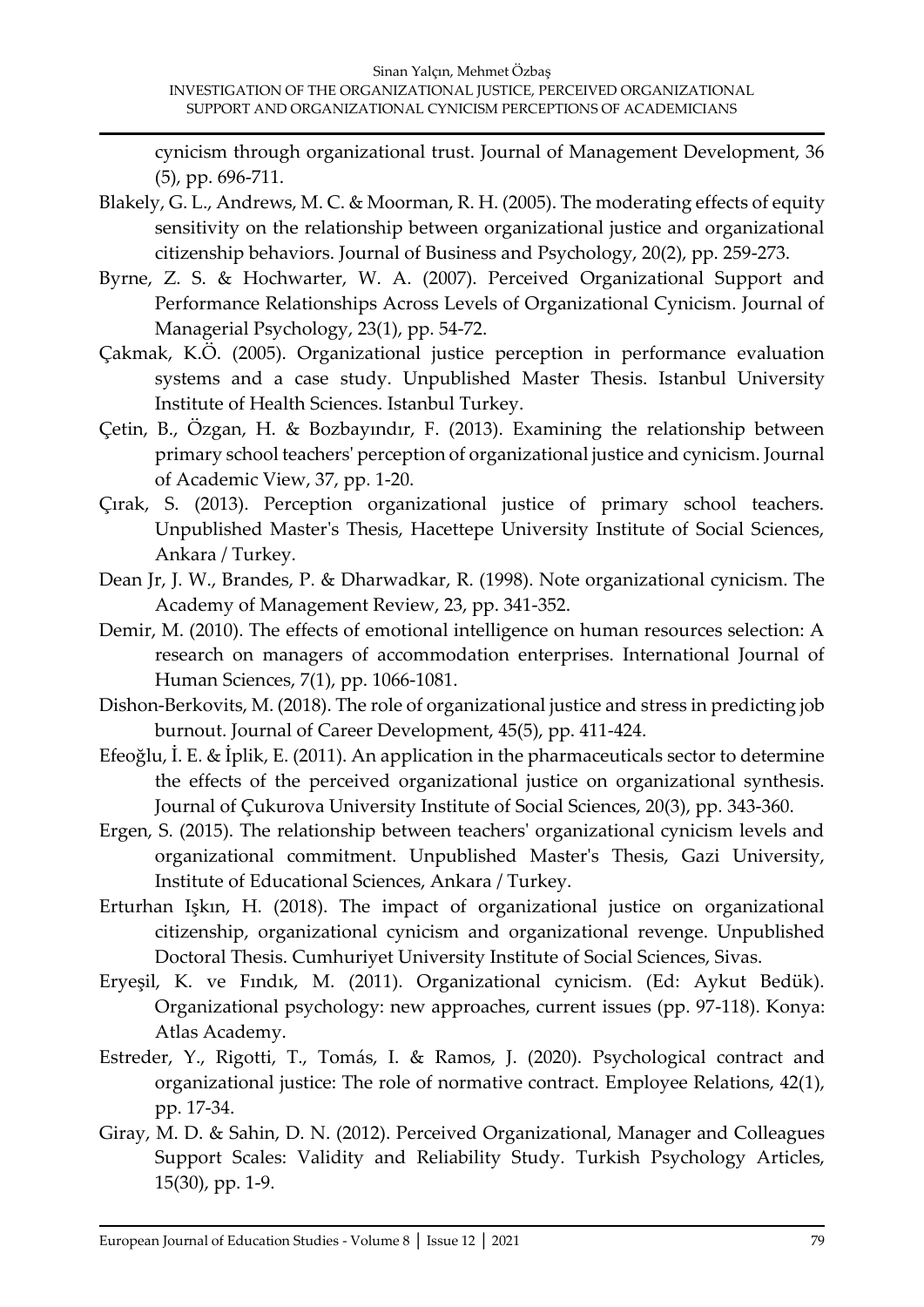cynicism through organizational trust. Journal of Management Development, 36 (5), pp. 696-711.

Blakely, G. L., Andrews, M. C. & Moorman, R. H. (2005). The moderating effects of equity sensitivity on the relationship between organizational justice and organizational citizenship behaviors. Journal of Business and Psychology, 20(2), pp. 259-273.

Byrne, Z. S. & Hochwarter, W. A. (2007). Perceived Organizational Support and Performance Relationships Across Levels of Organizational Cynicism. Journal of Managerial Psychology, 23(1), pp. 54-72.

Çakmak, K.Ö. (2005). Organizational justice perception in performance evaluation systems and a case study. Unpublished Master Thesis. Istanbul University Institute of Health Sciences. Istanbul Turkey.

Çetin, B., Özgan, H. & Bozbayındır, F. (2013). Examining the relationship between primary school teachers' perception of organizational justice and cynicism. Journal of Academic View, 37, pp. 1-20.

Çırak, S. (2013). Perception organizational justice of primary school teachers. Unpublished Master's Thesis, Hacettepe University Institute of Social Sciences, Ankara / Turkey.

Dean Jr, J. W., Brandes, P. & Dharwadkar, R. (1998). Note organizational cynicism. The Academy of Management Review, 23, pp. 341-352.

Demir, M. (2010). The effects of emotional intelligence on human resources selection: A research on managers of accommodation enterprises. International Journal of Human Sciences, 7(1), pp. 1066-1081.

Dishon-Berkovits, M. (2018). The role of organizational justice and stress in predicting job burnout. Journal of Career Development, 45(5), pp. 411-424.

Efeoğlu, İ. E. & İplik, E. (2011). An application in the pharmaceuticals sector to determine the effects of the perceived organizational justice on organizational synthesis. Journal of Çukurova University Institute of Social Sciences, 20(3), pp. 343-360.

Ergen, S. (2015). The relationship between teachers' organizational cynicism levels and organizational commitment. Unpublished Master's Thesis, Gazi University, Institute of Educational Sciences, Ankara / Turkey.

Erturhan Işkın, H. (2018). The impact of organizational justice on organizational citizenship, organizational cynicism and organizational revenge. Unpublished Doctoral Thesis. Cumhuriyet University Institute of Social Sciences, Sivas.

Eryeşil, K. ve Fındık, M. (2011). Organizational cynicism. (Ed: Aykut Bedük). Organizational psychology: new approaches, current issues (pp. 97-118). Konya: Atlas Academy.

Estreder, Y., Rigotti, T., Tomás, I. & Ramos, J. (2020). Psychological contract and organizational justice: The role of normative contract. Employee Relations, 42(1), pp. 17-34.

Giray, M. D. & Sahin, D. N. (2012). Perceived Organizational, Manager and Colleagues Support Scales: Validity and Reliability Study. Turkish Psychology Articles, 15(30), pp. 1-9.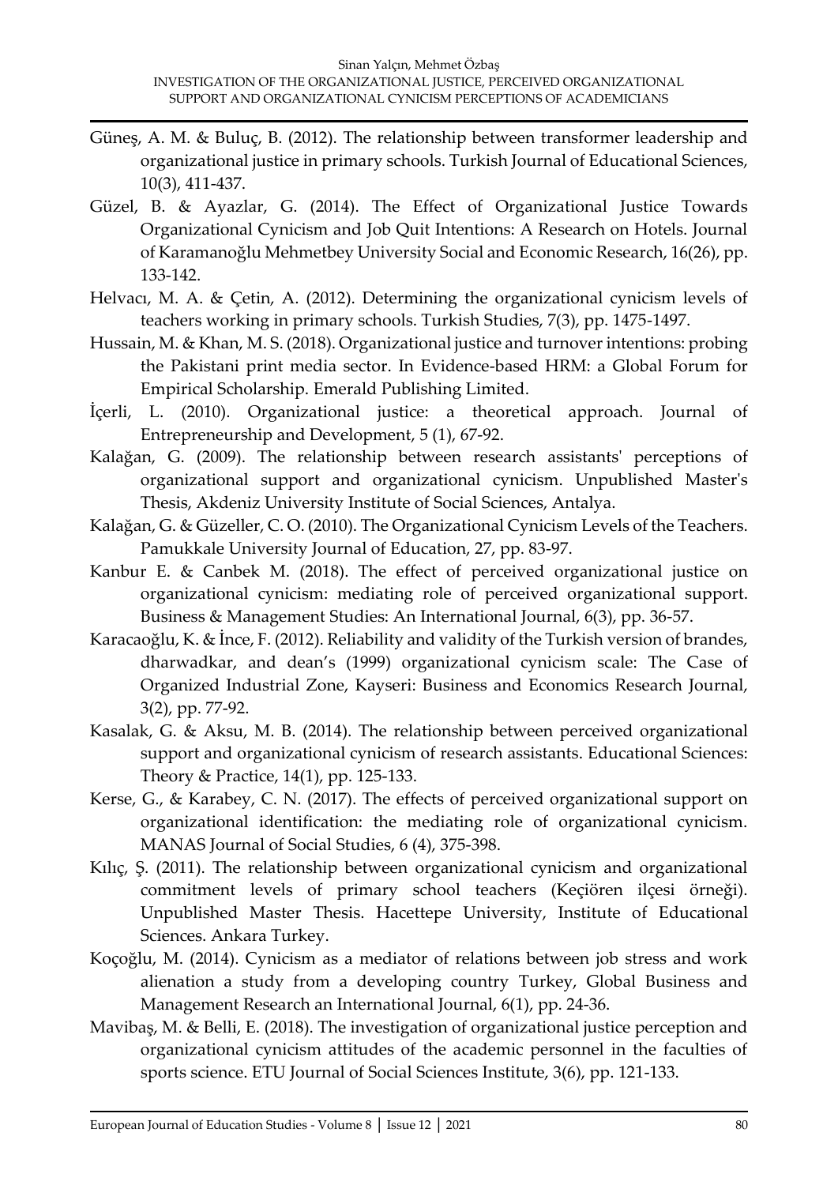Güneş, A. M. & Buluç, B. (2012). The relationship between transformer leadership and organizational justice in primary schools. Turkish Journal of Educational Sciences, 10(3), 411-437.

Güzel, B. & Ayazlar, G. (2014). The Effect of Organizational Justice Towards Organizational Cynicism and Job Quit Intentions: A Research on Hotels. Journal of Karamanoğlu Mehmetbey University Social and Economic Research, 16(26), pp. 133-142.

Helvacı, M. A. & Çetin, A. (2012). Determining the organizational cynicism levels of teachers working in primary schools. Turkish Studies, 7(3), pp. 1475-1497.

Hussain, M. & Khan, M. S. (2018). Organizational justice and turnover intentions: probing the Pakistani print media sector. In Evidence-based HRM: a Global Forum for Empirical Scholarship. Emerald Publishing Limited.

İçerli, L. (2010). Organizational justice: a theoretical approach. Journal of Entrepreneurship and Development, 5 (1), 67-92.

Kalağan, G. (2009). The relationship between research assistants' perceptions of organizational support and organizational cynicism. Unpublished Master's Thesis, Akdeniz University Institute of Social Sciences, Antalya.

Kalağan, G. & Güzeller, C. O. (2010). The Organizational Cynicism Levels of the Teachers. Pamukkale University Journal of Education, 27, pp. 83-97.

Kanbur E. & Canbek M. (2018). The effect of perceived organizational justice on organizational cynicism: mediating role of perceived organizational support. Business & Management Studies: An International Journal, 6(3), pp. 36-57.

Karacaoğlu, K. & İnce, F. (2012). Reliability and validity of the Turkish version of brandes, dharwadkar, and dean's (1999) organizational cynicism scale: The Case of Organized Industrial Zone, Kayseri: Business and Economics Research Journal, 3(2), pp. 77-92.

Kasalak, G. & Aksu, M. B. (2014). The relationship between perceived organizational support and organizational cynicism of research assistants. Educational Sciences: Theory & Practice, 14(1), pp. 125-133.

Kerse, G., & Karabey, C. N. (2017). The effects of perceived organizational support on organizational identification: the mediating role of organizational cynicism. MANAS Journal of Social Studies, 6 (4), 375-398.

Kılıç, Ş. (2011). The relationship between organizational cynicism and organizational commitment levels of primary school teachers (Keçiören ilçesi örneği). Unpublished Master Thesis. Hacettepe University, Institute of Educational Sciences. Ankara Turkey.

Koçoğlu, M. (2014). Cynicism as a mediator of relations between job stress and work alienation a study from a developing country Turkey, Global Business and Management Research an International Journal, 6(1), pp. 24-36.

Mavibaş, M. & Belli, E. (2018). The investigation of organizational justice perception and organizational cynicism attitudes of the academic personnel in the faculties of sports science. ETU Journal of Social Sciences Institute, 3(6), pp. 121-133.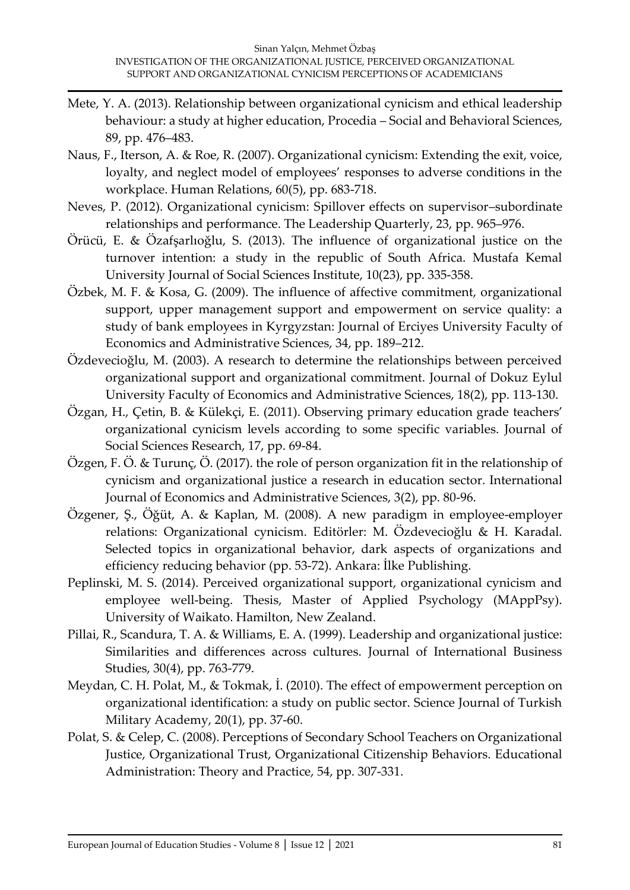Mete, Y. A. (2013). Relationship between organizational cynicism and ethical leadership behaviour: a study at higher education, Procedia – Social and Behavioral Sciences, 89, pp. 476–483.

Naus, F., Iterson, A. & Roe, R. (2007). Organizational cynicism: Extending the exit, voice, loyalty, and neglect model of employees' responses to adverse conditions in the workplace. Human Relations, 60(5), pp. 683-718.

Neves, P. (2012). Organizational cynicism: Spillover effects on supervisor–subordinate relationships and performance. The Leadership Quarterly, 23, pp. 965–976.

Örücü, E. & Özafşarlıoğlu, S. (2013). The influence of organizational justice on the turnover intention: a study in the republic of South Africa. Mustafa Kemal University Journal of Social Sciences Institute, 10(23), pp. 335-358.

Özbek, M. F. & Kosa, G. (2009). The influence of affective commitment, organizational support, upper management support and empowerment on service quality: a study of bank employees in Kyrgyzstan: Journal of Erciyes University Faculty of Economics and Administrative Sciences, 34, pp. 189–212.

Özdevecioğlu, M. (2003). A research to determine the relationships between perceived organizational support and organizational commitment. Journal of Dokuz Eylul University Faculty of Economics and Administrative Sciences, 18(2), pp. 113-130.

Özgan, H., Çetin, B. & Külekçi, E. (2011). Observing primary education grade teachers' organizational cynicism levels according to some specific variables. Journal of Social Sciences Research, 17, pp. 69-84.

Özgen, F. Ö. & Turunç, Ö. (2017). the role of person organization fit in the relationship of cynicism and organizational justice a research in education sector. International Journal of Economics and Administrative Sciences, 3(2), pp. 80-96.

Özgener, Ş., Öğüt, A. & Kaplan, M. (2008). A new paradigm in employee-employer relations: Organizational cynicism. Editörler: M. Özdevecioğlu & H. Karadal. Selected topics in organizational behavior, dark aspects of organizations and efficiency reducing behavior (pp. 53-72). Ankara: İlke Publishing.

Peplinski, M. S. (2014). Perceived organizational support, organizational cynicism and employee well-being. Thesis, Master of Applied Psychology (MAppPsy). University of Waikato. Hamilton, New Zealand.

Pillai, R., Scandura, T. A. & Williams, E. A. (1999). Leadership and organizational justice: Similarities and differences across cultures. Journal of International Business Studies, 30(4), pp. 763-779.

Meydan, C. H. Polat, M., & Tokmak, İ. (2010). The effect of empowerment perception on organizational identification: a study on public sector. Science Journal of Turkish Military Academy, 20(1), pp. 37-60.

Polat, S. & Celep, C. (2008). Perceptions of Secondary School Teachers on Organizational Justice, Organizational Trust, Organizational Citizenship Behaviors. Educational Administration: Theory and Practice, 54, pp. 307-331.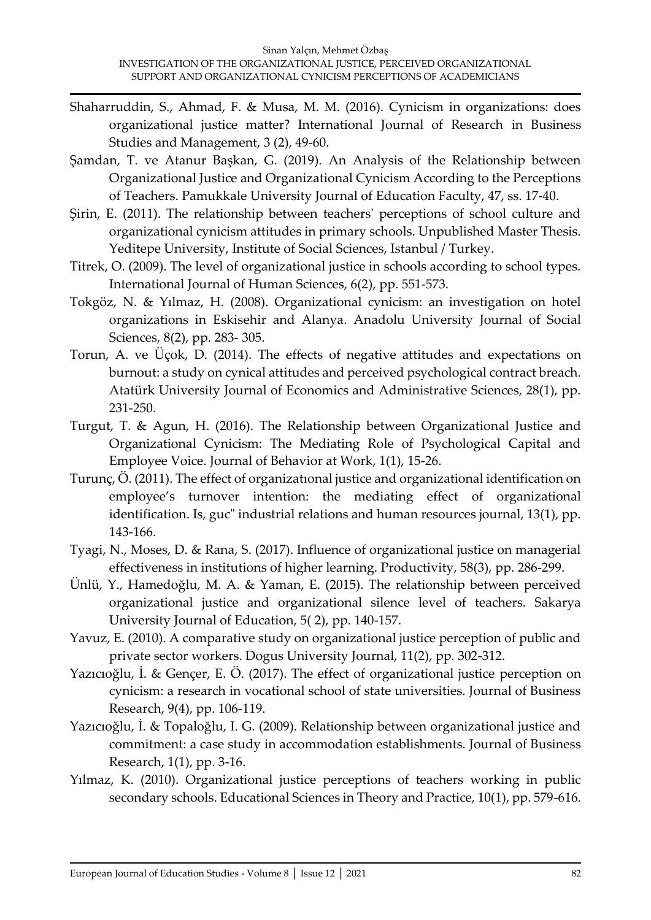Shaharruddin, S., Ahmad, F. & Musa, M. M. (2016). Cynicism in organizations: does organizational justice matter? International Journal of Research in Business Studies and Management, 3 (2), 49-60.

Şamdan, T. ve Atanur Başkan, G. (2019). An Analysis of the Relationship between Organizational Justice and Organizational Cynicism According to the Perceptions of Teachers. Pamukkale University Journal of Education Faculty, 47, ss. 17-40.

Şirin, E. (2011). The relationship between teachers' perceptions of school culture and organizational cynicism attitudes in primary schools. Unpublished Master Thesis. Yeditepe University, Institute of Social Sciences, Istanbul / Turkey.

Titrek, O. (2009). The level of organizational justice in schools according to school types. International Journal of Human Sciences, 6(2), pp. 551-573.

Tokgöz, N. & Yılmaz, H. (2008). Organizational cynicism: an investigation on hotel organizations in Eskisehir and Alanya. Anadolu University Journal of Social Sciences, 8(2), pp. 283- 305.

Torun, A. ve Üçok, D. (2014). The effects of negative attitudes and expectations on burnout: a study on cynical attitudes and perceived psychological contract breach. Atatürk University Journal of Economics and Administrative Sciences, 28(1), pp. 231-250.

Turgut, T. & Agun, H. (2016). The Relationship between Organizational Justice and Organizational Cynicism: The Mediating Role of Psychological Capital and Employee Voice. Journal of Behavior at Work, 1(1), 15-26.

Turunç, Ö. (2011). The effect of organizatıonal justice and organizational identification on employee's turnover intention: the mediating effect of organizational identification. Is, guc" industrial relations and human resources journal, 13(1), pp. 143-166.

Tyagi, N., Moses, D. & Rana, S. (2017). Influence of organizational justice on managerial effectiveness in institutions of higher learning. Productivity, 58(3), pp. 286-299.

Ünlü, Y., Hamedoğlu, M. A. & Yaman, E. (2015). The relationship between perceived organizational justice and organizational silence level of teachers. Sakarya University Journal of Education, 5( 2), pp. 140-157.

Yavuz, E. (2010). A comparative study on organizational justice perception of public and private sector workers. Dogus University Journal, 11(2), pp. 302-312.

Yazıcıoğlu, İ. & Gençer, E. Ö. (2017). The effect of organizational justice perception on cynicism: a research in vocational school of state universities. Journal of Business Research, 9(4), pp. 106-119.

Yazıcıoğlu, İ. & Topaloğlu, I. G. (2009). Relationship between organizational justice and commitment: a case study in accommodation establishments. Journal of Business Research, 1(1), pp. 3-16.

Yılmaz, K. (2010). Organizational justice perceptions of teachers working in public secondary schools. Educational Sciences in Theory and Practice, 10(1), pp. 579-616.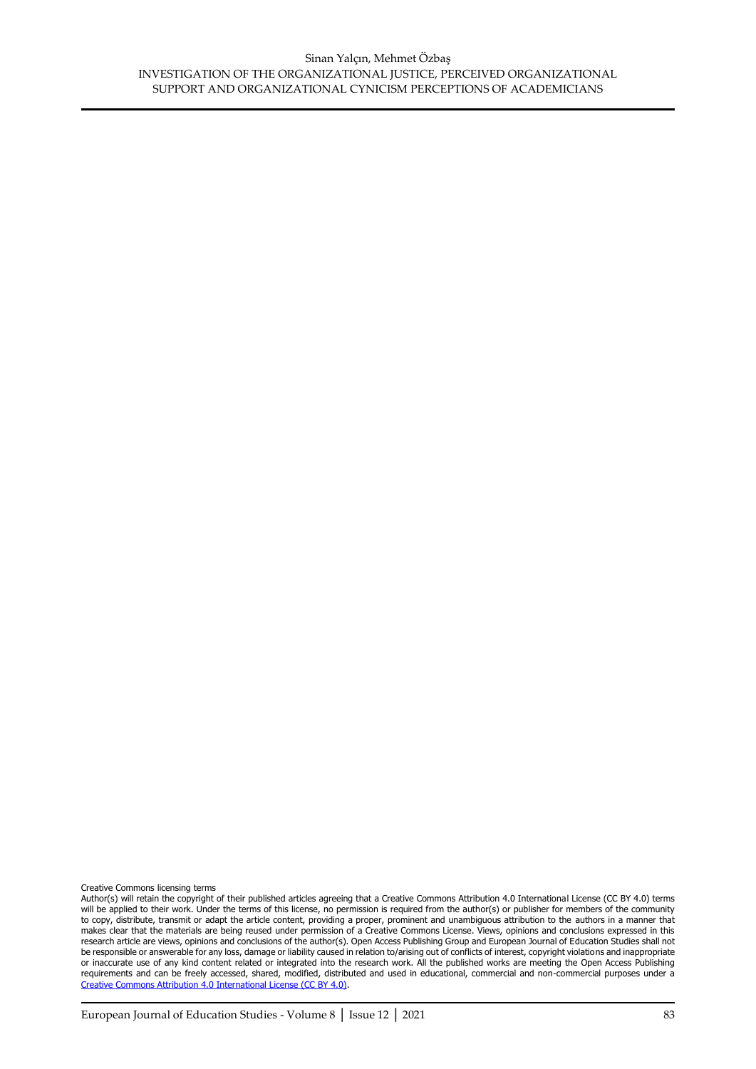Creative Commons licensing terms

Author(s) will retain the copyright of their published articles agreeing that a Creative Commons Attribution 4.0 International License (CC BY 4.0) terms will be applied to their work. Under the terms of this license, no permission is required from the author(s) or publisher for members of the community to copy, distribute, transmit or adapt the article content, providing a proper, prominent and unambiguous attribution to the authors in a manner that makes clear that the materials are being reused under permission of a Creative Commons License. Views, opinions and conclusions expressed in this research article are views, opinions and conclusions of the author(s). Open Access Publishing Group and European Journal of Education Studies shall not be responsible or answerable for any loss, damage or liability caused in relation to/arising out of conflicts of interest, copyright violations and inappropriate or inaccurate use of any kind content related or integrated into the research work. All the published works are meeting the Open Access Publishing requirements and can be freely accessed, shared, modified, distributed and used in educational, commercial and non-commercial purposes under a [Creative Commons Attribution 4.0 International License (CC BY 4.0)](https://creativecommons.org/licenses/by/4.0/).